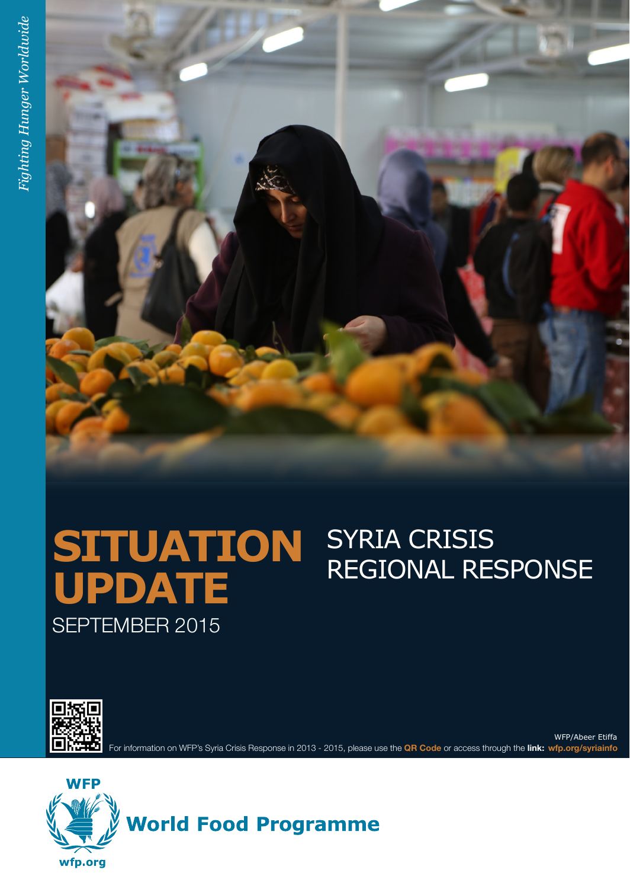*Fighting Hunger Worldwide*

# SITUATION UPDATE

SEPTEMBER 2015

## SYRIA CRISIS REGIONAL RESPONSE

WFP/Abeer Etiffa

For information on WFP's Syria Crisis Response in 2013 - 2015, please use the **QR Code** or access through the **link: wfp.org/syriainfo**

WFP

**World Food Programme**

wfp.org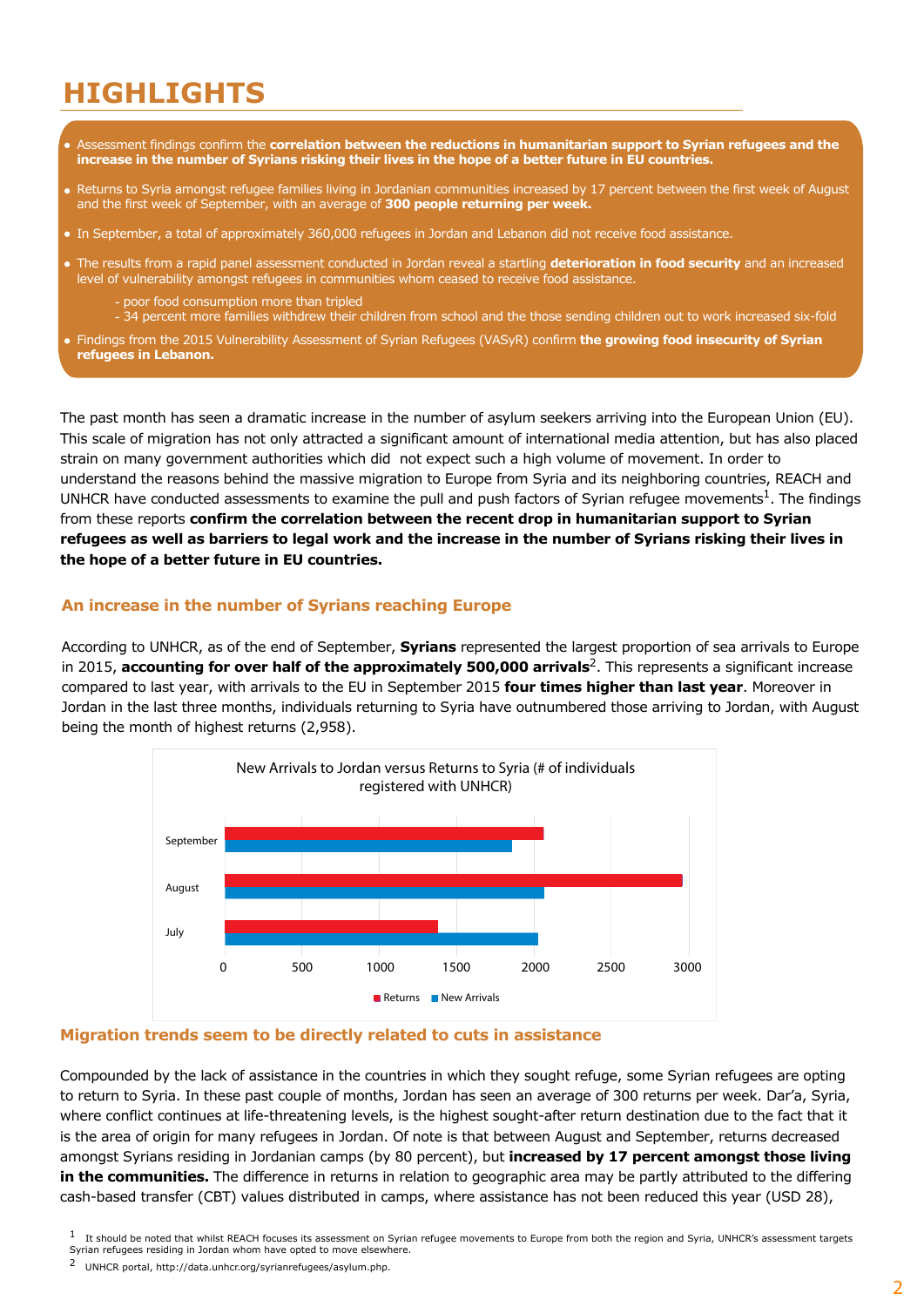# HIGHLIGHTS

- Assessment findings confirm the **correlation between the reductions in humanitarian support to Syrian refugees and the increase in the number of Syrians risking their lives in the hope of a better future in EU countries.**
- Returns to Syria amongst refugee families living in Jordanian communities increased by 17 percent between the first week of August and the first week of September, with an average of **300 people returning per week.**
- In September, a total of approximately 360,000 refugees in Jordan and Lebanon did not receive food assistance.
- The results from a rapid panel assessment conducted in Jordan reveal a startling **deterioration in food security** and an increased level of vulnerability amongst refugees in communities whom ceased to receive food assistance.
  - poor food consumption more than tripled
  - 34 percent more families withdrew their children from school and the those sending children out to work increased six-fold
- Findings from the 2015 Vulnerability Assessment of Syrian Refugees (VASyR) confirm **the growing food insecurity of Syrian refugees in Lebanon.**

The past month has seen a dramatic increase in the number of asylum seekers arriving into the European Union (EU). This scale of migration has not only attracted a significant amount of international media attention, but has also placed strain on many government authorities which did not expect such a high volume of movement. In order to understand the reasons behind the massive migration to Europe from Syria and its neighboring countries, REACH and UNHCR have conducted assessments to examine the pull and push factors of Syrian refugee movements[1]. The findings from these reports **confirm the correlation between the recent drop in humanitarian support to Syrian refugees as well as barriers to legal work and the increase in the number of Syrians risking their lives in the hope of a better future in EU countries.**

### An increase in the number of Syrians reaching Europe

According to UNHCR, as of the end of September, **Syrians** represented the largest proportion of sea arrivals to Europe in 2015, **accounting for over half of the approximately 500,000 arrivals**[2]. This represents a significant increase compared to last year, with arrivals to the EU in September 2015 **four times higher than last year**. Moreover in Jordan in the last three months, individuals returning to Syria have outnumbered those arriving to Jordan, with August being the month of highest returns (2,958).

New Arrivals to Jordan versus Returns to Syria (# of individuals registered with UNHCR)

| Month | Returns | New Arrivals |
|---|---|---|
| July | ~1380 | ~2030 |
| August | 2958 | ~2070 |
| September | ~2070 | ~1860 |

### Migration trends seem to be directly related to cuts in assistance

Compounded by the lack of assistance in the countries in which they sought refuge, some Syrian refugees are opting to return to Syria. In these past couple of months, Jordan has seen an average of 300 returns per week. Dar'a, Syria, where conflict continues at life-threatening levels, is the highest sought-after return destination due to the fact that it is the area of origin for many refugees in Jordan. Of note is that between August and September, returns decreased amongst Syrians residing in Jordanian camps (by 80 percent), but **increased by 17 percent amongst those living in the communities.** The difference in returns in relation to geographic area may be partly attributed to the differing cash-based transfer (CBT) values distributed in camps, where assistance has not been reduced this year (USD 28),

[1] It should be noted that whilst REACH focuses its assessment on Syrian refugee movements to Europe from both the region and Syria, UNHCR's assessment targets Syrian refugees residing in Jordan whom have opted to move elsewhere.

[2] UNHCR portal, http://data.unhcr.org/syrianrefugees/asylum.php.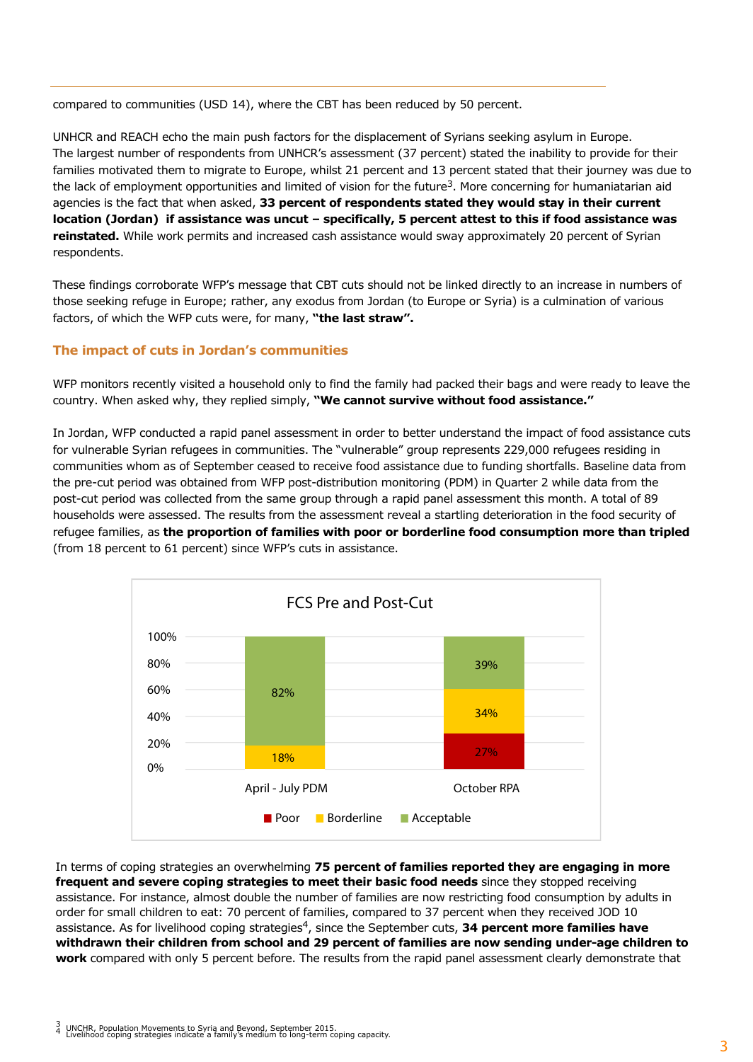compared to communities (USD 14), where the CBT has been reduced by 50 percent.

UNHCR and REACH echo the main push factors for the displacement of Syrians seeking asylum in Europe. The largest number of respondents from UNHCR's assessment (37 percent) stated the inability to provide for their families motivated them to migrate to Europe, whilst 21 percent and 13 percent stated that their journey was due to the lack of employment opportunities and limited of vision for the future[3]. More concerning for humaniatarian aid agencies is the fact that when asked, **33 percent of respondents stated they would stay in their current location (Jordan) if assistance was uncut – specifically, 5 percent attest to this if food assistance was reinstated.** While work permits and increased cash assistance would sway approximately 20 percent of Syrian respondents.

These findings corroborate WFP's message that CBT cuts should not be linked directly to an increase in numbers of those seeking refuge in Europe; rather, any exodus from Jordan (to Europe or Syria) is a culmination of various factors, of which the WFP cuts were, for many, **"the last straw".**

## The impact of cuts in Jordan's communities

WFP monitors recently visited a household only to find the family had packed their bags and were ready to leave the country. When asked why, they replied simply, **"We cannot survive without food assistance."**

In Jordan, WFP conducted a rapid panel assessment in order to better understand the impact of food assistance cuts for vulnerable Syrian refugees in communities. The "vulnerable" group represents 229,000 refugees residing in communities whom as of September ceased to receive food assistance due to funding shortfalls. Baseline data from the pre-cut period was obtained from WFP post-distribution monitoring (PDM) in Quarter 2 while data from the post-cut period was collected from the same group through a rapid panel assessment this month. A total of 89 households were assessed. The results from the assessment reveal a startling deterioration in the food security of refugee families, as **the proportion of families with poor or borderline food consumption more than tripled** (from 18 percent to 61 percent) since WFP's cuts in assistance.

FCS Pre and Post-Cut

| | Poor | Borderline | Acceptable |
|---|---|---|---|
| April - July PDM | | 18% | 82% |
| October RPA | 27% | 34% | 39% |

In terms of coping strategies an overwhelming **75 percent of families reported they are engaging in more frequent and severe coping strategies to meet their basic food needs** since they stopped receiving assistance. For instance, almost double the number of families are now restricting food consumption by adults in order for small children to eat: 70 percent of families, compared to 37 percent when they received JOD 10 assistance. As for livelihood coping strategies[4], since the September cuts, **34 percent more families have withdrawn their children from school and 29 percent of families are now sending under-age children to work** compared with only 5 percent before. The results from the rapid panel assessment clearly demonstrate that

[3] UNCHR, Population Movements to Syria and Beyond, September 2015.
[4] Livelihood coping strategies indicate a family's medium to long-term coping capacity.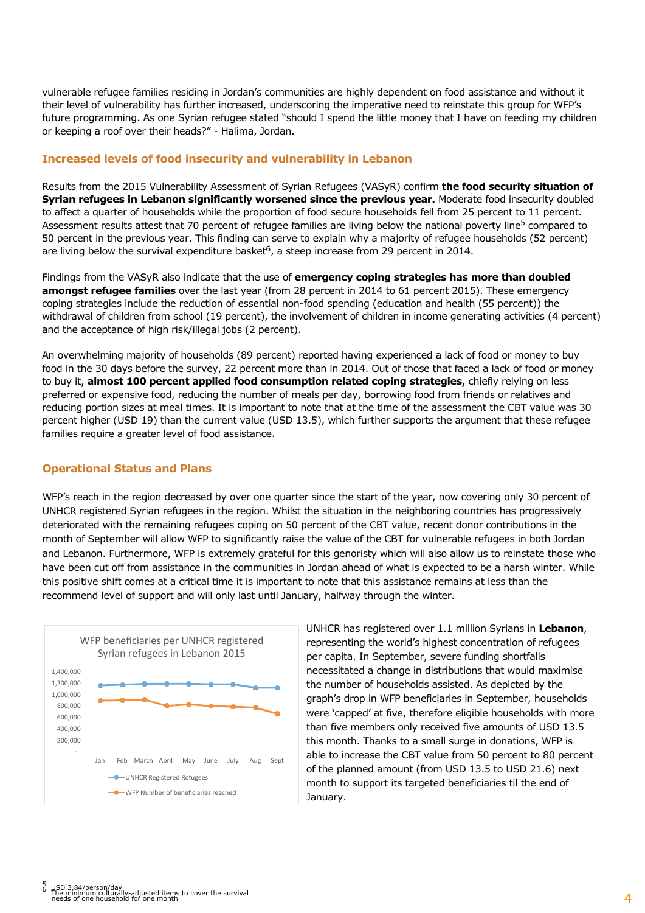vulnerable refugee families residing in Jordan's communities are highly dependent on food assistance and without it their level of vulnerability has further increased, underscoring the imperative need to reinstate this group for WFP's future programming. As one Syrian refugee stated "should I spend the little money that I have on feeding my children or keeping a roof over their heads?" - Halima, Jordan.

## Increased levels of food insecurity and vulnerability in Lebanon

Results from the 2015 Vulnerability Assessment of Syrian Refugees (VASyR) confirm **the food security situation of Syrian refugees in Lebanon significantly worsened since the previous year.** Moderate food insecurity doubled to affect a quarter of households while the proportion of food secure households fell from 25 percent to 11 percent. Assessment results attest that 70 percent of refugee families are living below the national poverty line[5] compared to 50 percent in the previous year. This finding can serve to explain why a majority of refugee households (52 percent) are living below the survival expenditure basket[6], a steep increase from 29 percent in 2014.

Findings from the VASyR also indicate that the use of **emergency coping strategies has more than doubled amongst refugee families** over the last year (from 28 percent in 2014 to 61 percent 2015). These emergency coping strategies include the reduction of essential non-food spending (education and health (55 percent)) the withdrawal of children from school (19 percent), the involvement of children in income generating activities (4 percent) and the acceptance of high risk/illegal jobs (2 percent).

An overwhelming majority of households (89 percent) reported having experienced a lack of food or money to buy food in the 30 days before the survey, 22 percent more than in 2014. Out of those that faced a lack of food or money to buy it, **almost 100 percent applied food consumption related coping strategies,** chiefly relying on less preferred or expensive food, reducing the number of meals per day, borrowing food from friends or relatives and reducing portion sizes at meal times. It is important to note that at the time of the assessment the CBT value was 30 percent higher (USD 19) than the current value (USD 13.5), which further supports the argument that these refugee families require a greater level of food assistance.

## Operational Status and Plans

WFP's reach in the region decreased by over one quarter since the start of the year, now covering only 30 percent of UNHCR registered Syrian refugees in the region. Whilst the situation in the neighboring countries has progressively deteriorated with the remaining refugees coping on 50 percent of the CBT value, recent donor contributions in the month of September will allow WFP to significantly raise the value of the CBT for vulnerable refugees in both Jordan and Lebanon. Furthermore, WFP is extremely grateful for this genoristy which will also allow us to reinstate those who have been cut off from assistance in the communities in Jordan ahead of what is expected to be a harsh winter. While this positive shift comes at a critical time it is important to note that this assistance remains at less than the recommend level of support and will only last until January, halfway through the winter.

WFP beneficiaries per UNHCR registered Syrian refugees in Lebanon 2015

(Chart: UNHCR Registered Refugees; WFP Number of beneficiaries reached — Jan to Sept)

UNHCR has registered over 1.1 million Syrians in **Lebanon**, representing the world's highest concentration of refugees per capita. In September, severe funding shortfalls necessitated a change in distributions that would maximise the number of households assisted. As depicted by the graph's drop in WFP beneficiaries in September, households were 'capped' at five, therefore eligible households with more than five members only received five amounts of USD 13.5 this month. Thanks to a small surge in donations, WFP is able to increase the CBT value from 50 percent to 80 percent of the planned amount (from USD 13.5 to USD 21.6) next month to support its targeted beneficiaries til the end of January.

[5] USD 3.84/person/day

[6] The minimum culturally-adjusted items to cover the survival needs of one household for one month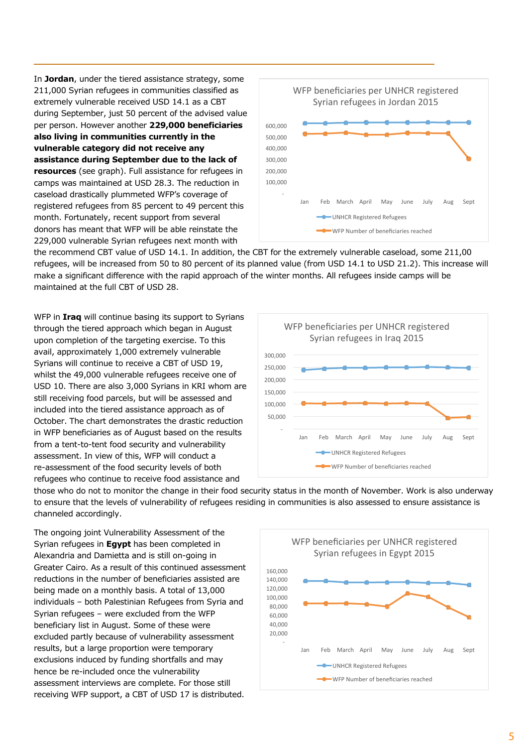In **Jordan**, under the tiered assistance strategy, some 211,000 Syrian refugees in communities classified as extremely vulnerable received USD 14.1 as a CBT during September, just 50 percent of the advised value per person. However another **229,000 beneficiaries also living in communities currently in the vulnerable category did not receive any assistance during September due to the lack of resources** (see graph). Full assistance for refugees in camps was maintained at USD 28.3. The reduction in caseload drastically plummeted WFP's coverage of registered refugees from 85 percent to 49 percent this month. Fortunately, recent support from several donors has meant that WFP will be able reinstate the 229,000 vulnerable Syrian refugees next month with the recommend CBT value of USD 14.1. In addition, the CBT for the extremely vulnerable caseload, some 211,00 refugees, will be increased from 50 to 80 percent of its planned value (from USD 14.1 to USD 21.2). This increase will make a significant difference with the rapid approach of the winter months. All refugees inside camps will be maintained at the full CBT of USD 28.

WFP beneficiaries per UNHCR registered Syrian refugees in Jordan 2015

WFP in **Iraq** will continue basing its support to Syrians through the tiered approach which began in August upon completion of the targeting exercise. To this avail, approximately 1,000 extremely vulnerable Syrians will continue to receive a CBT of USD 19, whilst the 49,000 vulnerable refugees receive one of USD 10. There are also 3,000 Syrians in KRI whom are still receiving food parcels, but will be assessed and included into the tiered assistance approach as of October. The chart demonstrates the drastic reduction in WFP beneficiaries as of August based on the results from a tent-to-tent food security and vulnerability assessment. In view of this, WFP will conduct a re-assessment of the food security levels of both refugees who continue to receive food assistance and those who do not to monitor the change in their food security status in the month of November. Work is also underway to ensure that the levels of vulnerability of refugees residing in communities is also assessed to ensure assistance is channeled accordingly.

WFP beneficiaries per UNHCR registered Syrian refugees in Iraq 2015

The ongoing joint Vulnerability Assessment of the Syrian refugees in **Egypt** has been completed in Alexandria and Damietta and is still on-going in Greater Cairo. As a result of this continued assessment reductions in the number of beneficiaries assisted are being made on a monthly basis. A total of 13,000 individuals – both Palestinian Refugees from Syria and Syrian refugees – were excluded from the WFP beneficiary list in August. Some of these were excluded partly because of vulnerability assessment results, but a large proportion were temporary exclusions induced by funding shortfalls and may hence be re-included once the vulnerability assessment interviews are complete. For those still receiving WFP support, a CBT of USD 17 is distributed.

WFP beneficiaries per UNHCR registered Syrian refugees in Egypt 2015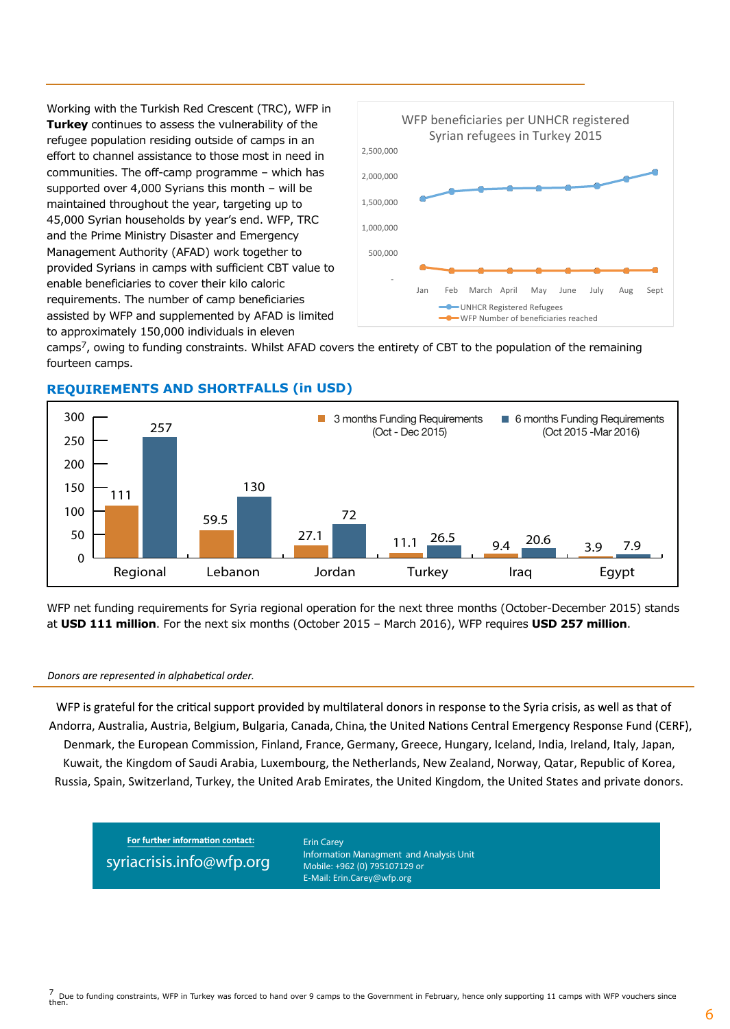Working with the Turkish Red Crescent (TRC), WFP in **Turkey** continues to assess the vulnerability of the refugee population residing outside of camps in an effort to channel assistance to those most in need in communities. The off-camp programme – which has supported over 4,000 Syrians this month – will be maintained throughout the year, targeting up to 45,000 Syrian households by year's end. WFP, TRC and the Prime Ministry Disaster and Emergency Management Authority (AFAD) work together to provided Syrians in camps with sufficient CBT value to enable beneficiaries to cover their kilo caloric requirements. The number of camp beneficiaries assisted by WFP and supplemented by AFAD is limited to approximately 150,000 individuals in eleven camps[7], owing to funding constraints. Whilst AFAD covers the entirety of CBT to the population of the remaining fourteen camps.

WFP beneficiaries per UNHCR registered Syrian refugees in Turkey 2015

2,500,000
2,000,000
1,500,000
1,000,000
500,000
-

Jan Feb March April May June July Aug Sept

UNHCR Registered Refugees
WFP Number of beneficiaries reached

## REQUIREMENTS AND SHORTFALLS (in USD)

3 months Funding Requirements (Oct - Dec 2015)
6 months Funding Requirements (Oct 2015 -Mar 2016)

300
250
200
150
100
50
0

Regional: 111, 257
Lebanon: 59.5, 130
Jordan: 27.1, 72
Turkey: 11.1, 26.5
Iraq: 9.4, 20.6
Egypt: 3.9, 7.9

WFP net funding requirements for Syria regional operation for the next three months (October-December 2015) stands at **USD 111 million**. For the next six months (October 2015 – March 2016), WFP requires **USD 257 million**.

*Donors are represented in alphabetical order.*

WFP is grateful for the critical support provided by multilateral donors in response to the Syria crisis, as well as that of Andorra, Australia, Austria, Belgium, Bulgaria, Canada, China, the United Nations Central Emergency Response Fund (CERF), Denmark, the European Commission, Finland, France, Germany, Greece, Hungary, Iceland, India, Ireland, Italy, Japan, Kuwait, the Kingdom of Saudi Arabia, Luxembourg, the Netherlands, New Zealand, Norway, Qatar, Republic of Korea, Russia, Spain, Switzerland, Turkey, the United Arab Emirates, the United Kingdom, the United States and private donors.

**For further information contact:**
syriacrisis.info@wfp.org

Erin Carey
Information Managment and Analysis Unit
Mobile: +962 (0) 795107129 or
E-Mail: Erin.Carey@wfp.org

[7] Due to funding constraints, WFP in Turkey was forced to hand over 9 camps to the Government in February, hence only supporting 11 camps with WFP vouchers since then.